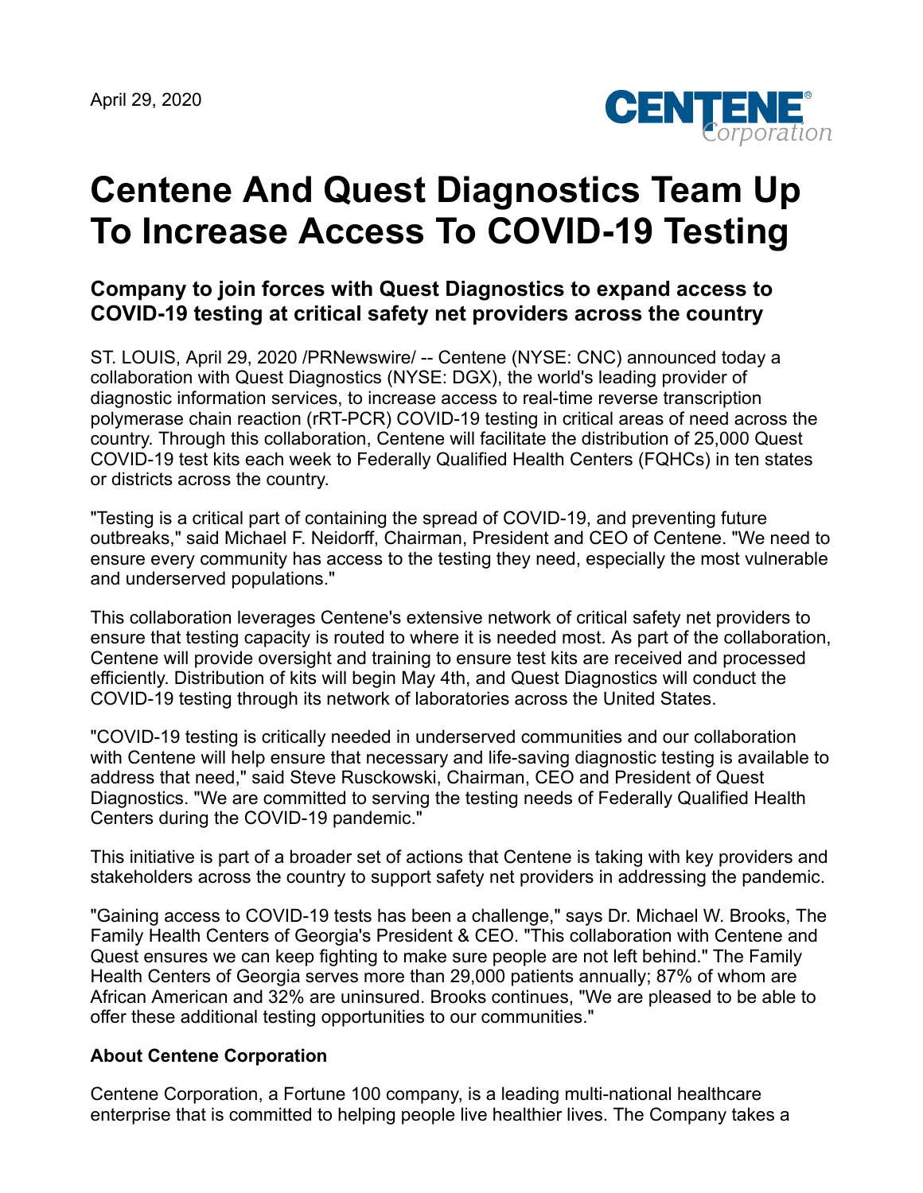April 29, 2020

CENTENE Corporation

# Centene And Quest Diagnostics Team Up To Increase Access To COVID-19 Testing

## Company to join forces with Quest Diagnostics to expand access to COVID-19 testing at critical safety net providers across the country

ST. LOUIS, April 29, 2020 /PRNewswire/ -- Centene (NYSE: CNC) announced today a collaboration with Quest Diagnostics (NYSE: DGX), the world's leading provider of diagnostic information services, to increase access to real-time reverse transcription polymerase chain reaction (rRT-PCR) COVID-19 testing in critical areas of need across the country. Through this collaboration, Centene will facilitate the distribution of 25,000 Quest COVID-19 test kits each week to Federally Qualified Health Centers (FQHCs) in ten states or districts across the country.

"Testing is a critical part of containing the spread of COVID-19, and preventing future outbreaks," said Michael F. Neidorff, Chairman, President and CEO of Centene. "We need to ensure every community has access to the testing they need, especially the most vulnerable and underserved populations."

This collaboration leverages Centene's extensive network of critical safety net providers to ensure that testing capacity is routed to where it is needed most. As part of the collaboration, Centene will provide oversight and training to ensure test kits are received and processed efficiently. Distribution of kits will begin May 4th, and Quest Diagnostics will conduct the COVID-19 testing through its network of laboratories across the United States.

"COVID-19 testing is critically needed in underserved communities and our collaboration with Centene will help ensure that necessary and life-saving diagnostic testing is available to address that need," said Steve Rusckowski, Chairman, CEO and President of Quest Diagnostics. "We are committed to serving the testing needs of Federally Qualified Health Centers during the COVID-19 pandemic."

This initiative is part of a broader set of actions that Centene is taking with key providers and stakeholders across the country to support safety net providers in addressing the pandemic.

"Gaining access to COVID-19 tests has been a challenge," says Dr. Michael W. Brooks, The Family Health Centers of Georgia's President & CEO. "This collaboration with Centene and Quest ensures we can keep fighting to make sure people are not left behind." The Family Health Centers of Georgia serves more than 29,000 patients annually; 87% of whom are African American and 32% are uninsured. Brooks continues, "We are pleased to be able to offer these additional testing opportunities to our communities."

### About Centene Corporation

Centene Corporation, a Fortune 100 company, is a leading multi-national healthcare enterprise that is committed to helping people live healthier lives. The Company takes a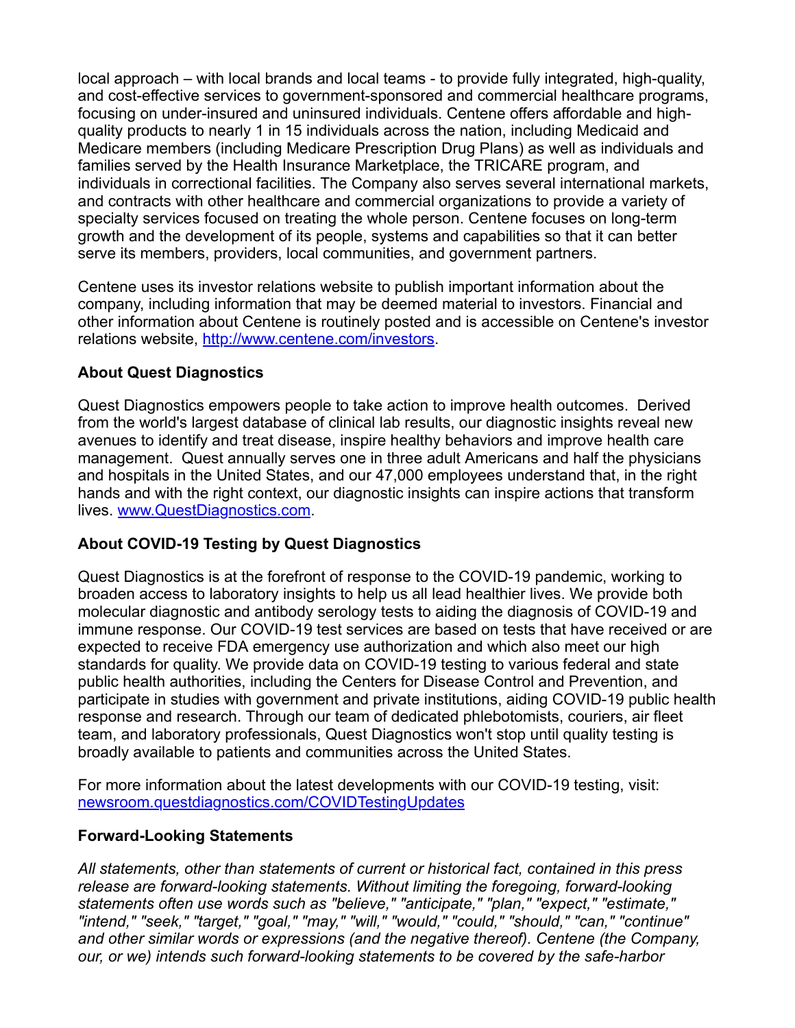local approach – with local brands and local teams - to provide fully integrated, high-quality, and cost-effective services to government-sponsored and commercial healthcare programs, focusing on under-insured and uninsured individuals. Centene offers affordable and high-quality products to nearly 1 in 15 individuals across the nation, including Medicaid and Medicare members (including Medicare Prescription Drug Plans) as well as individuals and families served by the Health Insurance Marketplace, the TRICARE program, and individuals in correctional facilities. The Company also serves several international markets, and contracts with other healthcare and commercial organizations to provide a variety of specialty services focused on treating the whole person. Centene focuses on long-term growth and the development of its people, systems and capabilities so that it can better serve its members, providers, local communities, and government partners.

Centene uses its investor relations website to publish important information about the company, including information that may be deemed material to investors. Financial and other information about Centene is routinely posted and is accessible on Centene's investor relations website, [http://www.centene.com/investors](http://www.centene.com/investors).

**About Quest Diagnostics**

Quest Diagnostics empowers people to take action to improve health outcomes. Derived from the world's largest database of clinical lab results, our diagnostic insights reveal new avenues to identify and treat disease, inspire healthy behaviors and improve health care management. Quest annually serves one in three adult Americans and half the physicians and hospitals in the United States, and our 47,000 employees understand that, in the right hands and with the right context, our diagnostic insights can inspire actions that transform lives. [www.QuestDiagnostics.com](http://www.QuestDiagnostics.com).

**About COVID-19 Testing by Quest Diagnostics**

Quest Diagnostics is at the forefront of response to the COVID-19 pandemic, working to broaden access to laboratory insights to help us all lead healthier lives. We provide both molecular diagnostic and antibody serology tests to aiding the diagnosis of COVID-19 and immune response. Our COVID-19 test services are based on tests that have received or are expected to receive FDA emergency use authorization and which also meet our high standards for quality. We provide data on COVID-19 testing to various federal and state public health authorities, including the Centers for Disease Control and Prevention, and participate in studies with government and private institutions, aiding COVID-19 public health response and research. Through our team of dedicated phlebotomists, couriers, air fleet team, and laboratory professionals, Quest Diagnostics won't stop until quality testing is broadly available to patients and communities across the United States.

For more information about the latest developments with our COVID-19 testing, visit: [newsroom.questdiagnostics.com/COVIDTestingUpdates](newsroom.questdiagnostics.com/COVIDTestingUpdates)

**Forward-Looking Statements**

*All statements, other than statements of current or historical fact, contained in this press release are forward-looking statements. Without limiting the foregoing, forward-looking statements often use words such as "believe," "anticipate," "plan," "expect," "estimate," "intend," "seek," "target," "goal," "may," "will," "would," "could," "should," "can," "continue" and other similar words or expressions (and the negative thereof). Centene (the Company, our, or we) intends such forward-looking statements to be covered by the safe-harbor*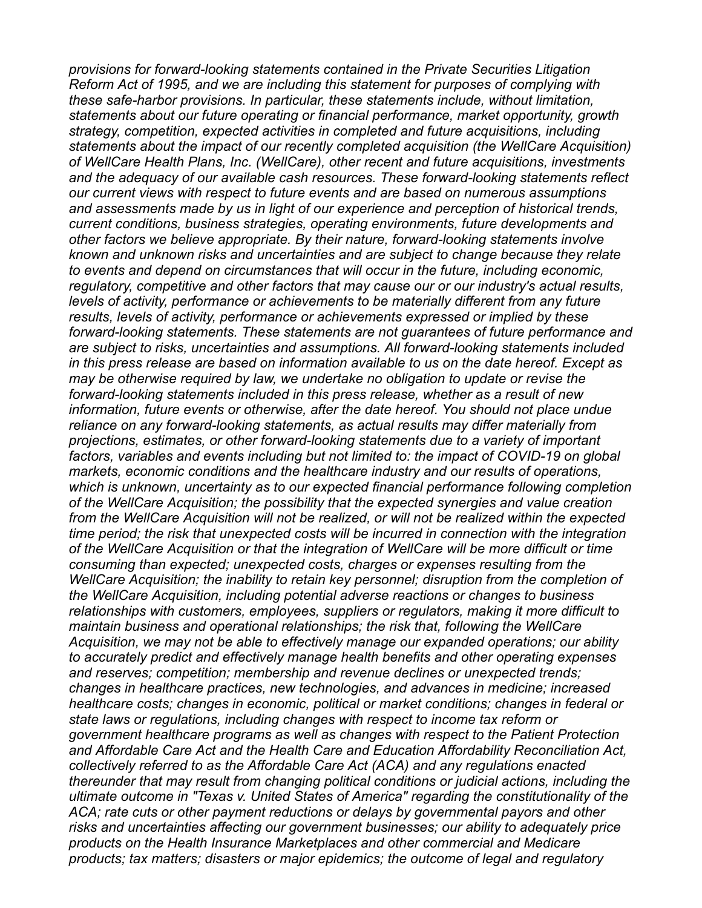*provisions for forward-looking statements contained in the Private Securities Litigation Reform Act of 1995, and we are including this statement for purposes of complying with these safe-harbor provisions. In particular, these statements include, without limitation, statements about our future operating or financial performance, market opportunity, growth strategy, competition, expected activities in completed and future acquisitions, including statements about the impact of our recently completed acquisition (the WellCare Acquisition) of WellCare Health Plans, Inc. (WellCare), other recent and future acquisitions, investments and the adequacy of our available cash resources. These forward-looking statements reflect our current views with respect to future events and are based on numerous assumptions and assessments made by us in light of our experience and perception of historical trends, current conditions, business strategies, operating environments, future developments and other factors we believe appropriate. By their nature, forward-looking statements involve known and unknown risks and uncertainties and are subject to change because they relate to events and depend on circumstances that will occur in the future, including economic, regulatory, competitive and other factors that may cause our or our industry's actual results, levels of activity, performance or achievements to be materially different from any future results, levels of activity, performance or achievements expressed or implied by these forward-looking statements. These statements are not guarantees of future performance and are subject to risks, uncertainties and assumptions. All forward-looking statements included in this press release are based on information available to us on the date hereof. Except as may be otherwise required by law, we undertake no obligation to update or revise the forward-looking statements included in this press release, whether as a result of new information, future events or otherwise, after the date hereof. You should not place undue reliance on any forward-looking statements, as actual results may differ materially from projections, estimates, or other forward-looking statements due to a variety of important factors, variables and events including but not limited to: the impact of COVID-19 on global markets, economic conditions and the healthcare industry and our results of operations, which is unknown, uncertainty as to our expected financial performance following completion of the WellCare Acquisition; the possibility that the expected synergies and value creation from the WellCare Acquisition will not be realized, or will not be realized within the expected time period; the risk that unexpected costs will be incurred in connection with the integration of the WellCare Acquisition or that the integration of WellCare will be more difficult or time consuming than expected; unexpected costs, charges or expenses resulting from the WellCare Acquisition; the inability to retain key personnel; disruption from the completion of the WellCare Acquisition, including potential adverse reactions or changes to business relationships with customers, employees, suppliers or regulators, making it more difficult to maintain business and operational relationships; the risk that, following the WellCare Acquisition, we may not be able to effectively manage our expanded operations; our ability to accurately predict and effectively manage health benefits and other operating expenses and reserves; competition; membership and revenue declines or unexpected trends; changes in healthcare practices, new technologies, and advances in medicine; increased healthcare costs; changes in economic, political or market conditions; changes in federal or state laws or regulations, including changes with respect to income tax reform or government healthcare programs as well as changes with respect to the Patient Protection and Affordable Care Act and the Health Care and Education Affordability Reconciliation Act, collectively referred to as the Affordable Care Act (ACA) and any regulations enacted thereunder that may result from changing political conditions or judicial actions, including the ultimate outcome in "Texas v. United States of America" regarding the constitutionality of the ACA; rate cuts or other payment reductions or delays by governmental payors and other risks and uncertainties affecting our government businesses; our ability to adequately price products on the Health Insurance Marketplaces and other commercial and Medicare products; tax matters; disasters or major epidemics; the outcome of legal and regulatory*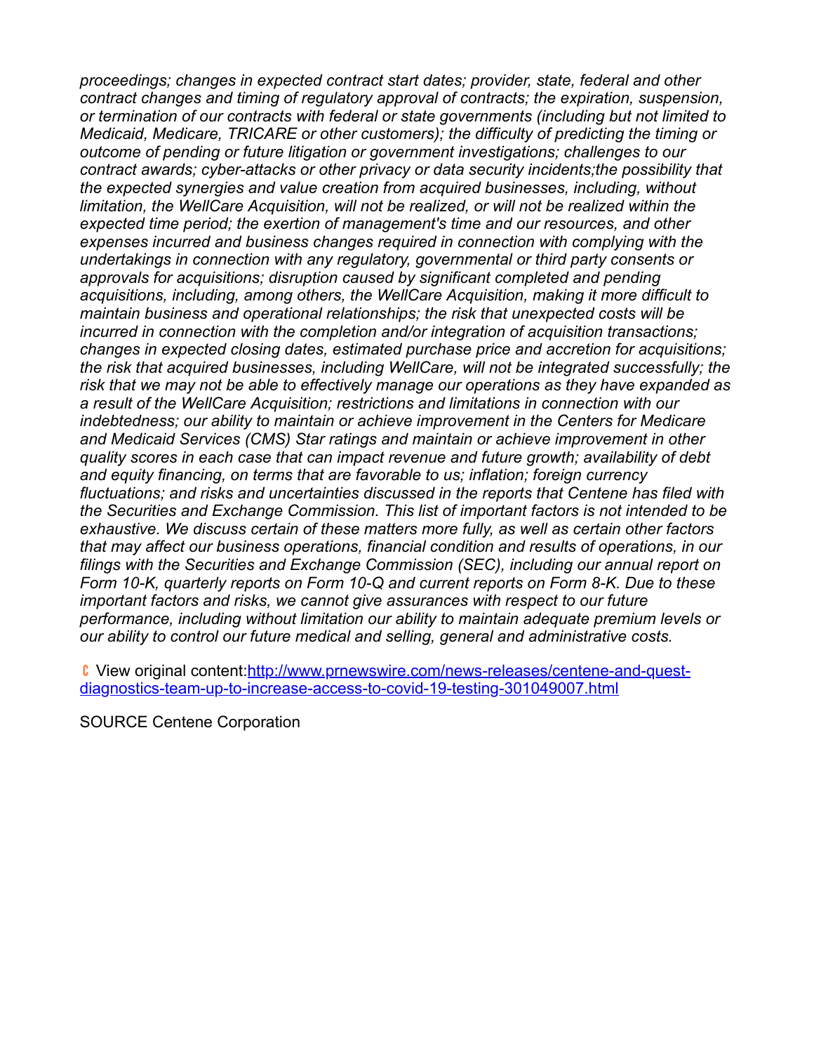*proceedings; changes in expected contract start dates; provider, state, federal and other contract changes and timing of regulatory approval of contracts; the expiration, suspension, or termination of our contracts with federal or state governments (including but not limited to Medicaid, Medicare, TRICARE or other customers); the difficulty of predicting the timing or outcome of pending or future litigation or government investigations; challenges to our contract awards; cyber-attacks or other privacy or data security incidents;the possibility that the expected synergies and value creation from acquired businesses, including, without limitation, the WellCare Acquisition, will not be realized, or will not be realized within the expected time period; the exertion of management's time and our resources, and other expenses incurred and business changes required in connection with complying with the undertakings in connection with any regulatory, governmental or third party consents or approvals for acquisitions; disruption caused by significant completed and pending acquisitions, including, among others, the WellCare Acquisition, making it more difficult to maintain business and operational relationships; the risk that unexpected costs will be incurred in connection with the completion and/or integration of acquisition transactions; changes in expected closing dates, estimated purchase price and accretion for acquisitions; the risk that acquired businesses, including WellCare, will not be integrated successfully; the risk that we may not be able to effectively manage our operations as they have expanded as a result of the WellCare Acquisition; restrictions and limitations in connection with our indebtedness; our ability to maintain or achieve improvement in the Centers for Medicare and Medicaid Services (CMS) Star ratings and maintain or achieve improvement in other quality scores in each case that can impact revenue and future growth; availability of debt and equity financing, on terms that are favorable to us; inflation; foreign currency fluctuations; and risks and uncertainties discussed in the reports that Centene has filed with the Securities and Exchange Commission. This list of important factors is not intended to be exhaustive. We discuss certain of these matters more fully, as well as certain other factors that may affect our business operations, financial condition and results of operations, in our filings with the Securities and Exchange Commission (SEC), including our annual report on Form 10-K, quarterly reports on Form 10-Q and current reports on Form 8-K. Due to these important factors and risks, we cannot give assurances with respect to our future performance, including without limitation our ability to maintain adequate premium levels or our ability to control our future medical and selling, general and administrative costs.*

View original content:[http://www.prnewswire.com/news-releases/centene-and-quest-diagnostics-team-up-to-increase-access-to-covid-19-testing-301049007.html](http://www.prnewswire.com/news-releases/centene-and-quest-diagnostics-team-up-to-increase-access-to-covid-19-testing-301049007.html)

SOURCE Centene Corporation